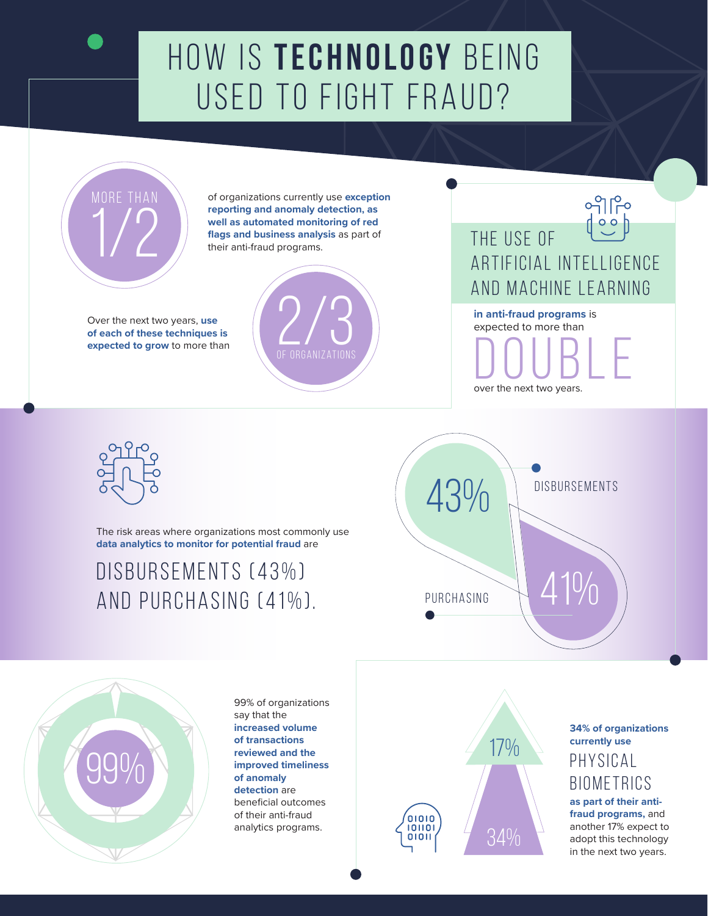# HOW IS **TECHNOLOGY** BEING USED TO FIGHT FRAUD?

MORE THAN 1/2 of organizations currently use **exception reporting and anomaly detection, as well as automated monitoring of red flags and business analysis** as part of their anti-fraud programs.

Over the next two years, **use of each of these techniques is expected to grow** to more than 2/3 OF ORGANIZATIONS

THE USE OF ARTIFICIAL INTELLIGENCE AND MACHINE LEARNING **in anti-fraud programs** is expected to more than DOUBLE over the next two years.

The risk areas where organizations most commonly use **data analytics to monitor for potential fraud** are

DISBURSEMENTS (43%) AND PURCHASING (41%).

43% DISBURSEMENTS

41% PURCHASING

99% of organizations say that the **increased volume of transactions reviewed and the improved timeliness of anomaly detection** are beneficial outcomes of their anti-fraud analytics programs.

**34% of organizations currently use** PHYSICAL BIOMETRICS **as part of their anti-fraud programs,** and another 17% expect to adopt this technology in the next two years.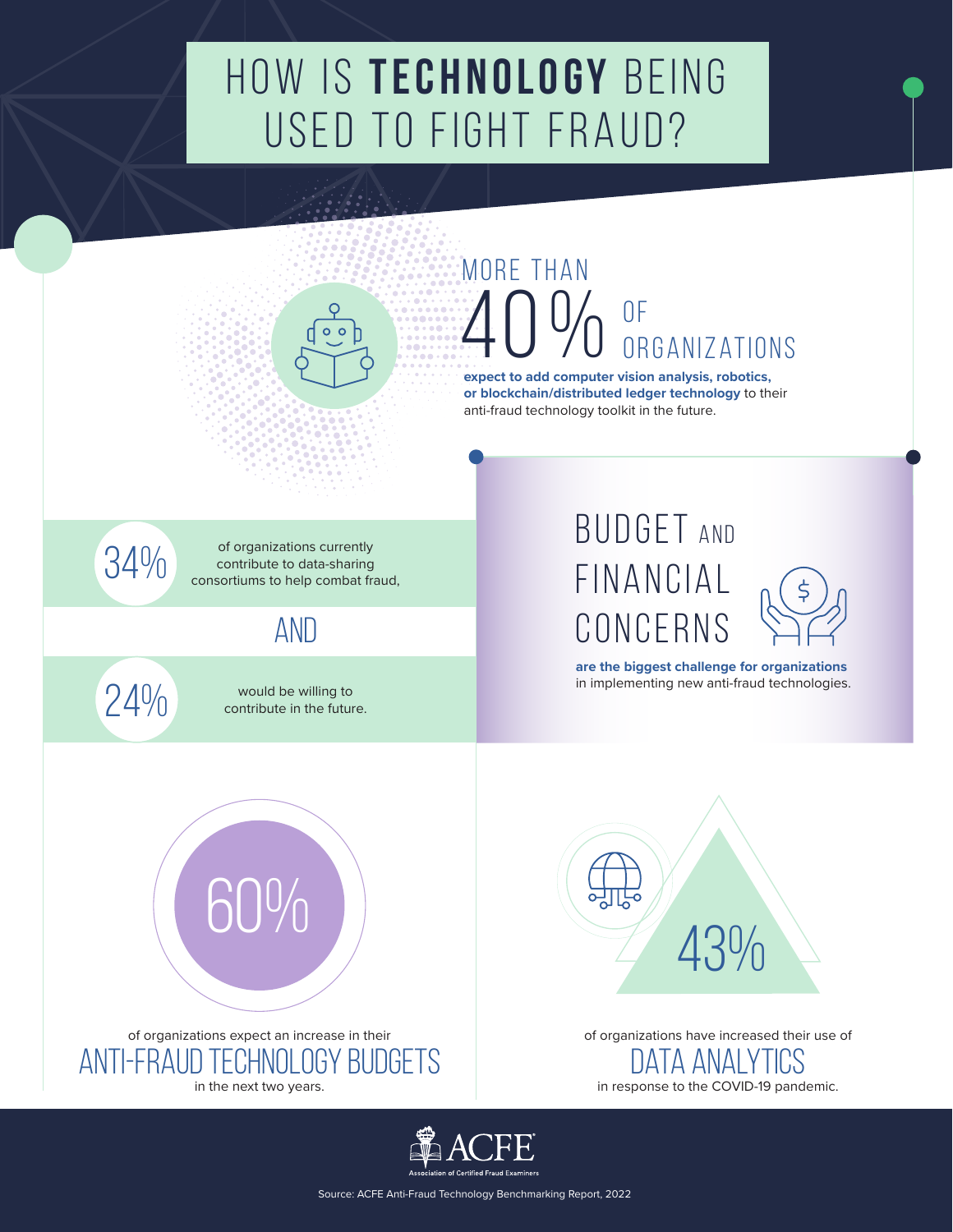# HOW IS **TECHNOLOGY** BEING USED TO FIGHT FRAUD?

MORE THAN **40%** OF ORGANIZATIONS

**expect to add computer vision analysis, robotics, or blockchain/distributed ledger technology** to their anti-fraud technology toolkit in the future.

**34%** of organizations currently contribute to data-sharing consortiums to help combat fraud,

AND

**24%** would be willing to contribute in the future.

## BUDGET AND FINANCIAL CONCERNS

**are the biggest challenge for organizations** in implementing new anti-fraud technologies.

**60%**

of organizations expect an increase in their

## ANTI-FRAUD TECHNOLOGY BUDGETS

in the next two years.

**43%**

of organizations have increased their use of

## DATA ANALYTICS

in response to the COVID-19 pandemic.

ACFE
Association of Certified Fraud Examiners

Source: ACFE Anti-Fraud Technology Benchmarking Report, 2022